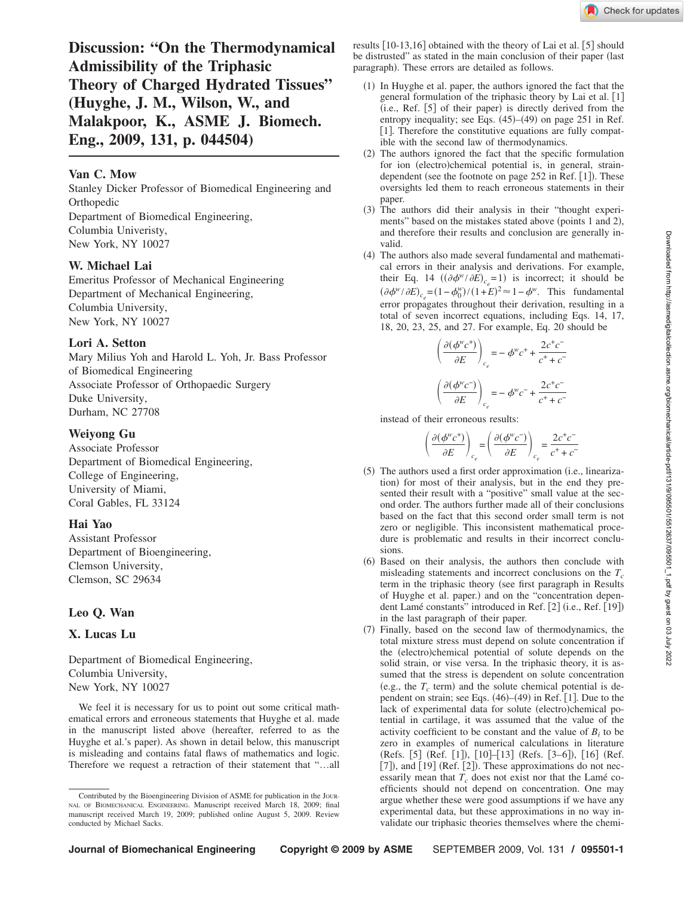# Discussion: "On the Thermodynamical Admissibility of the Triphasic Theory of Charged Hydrated Tissues" (Huyghe, J. M., Wilson, W., and Malakpoor, K., ASME J. Biomech. Eng., 2009, 131, p. 044504)

**Van C. Mow**
Stanley Dicker Professor of Biomedical Engineering and Orthopedic
Department of Biomedical Engineering,
Columbia Univeristy,
New York, NY 10027

**W. Michael Lai**
Emeritus Professor of Mechanical Engineering
Department of Mechanical Engineering,
Columbia University,
New York, NY 10027

**Lori A. Setton**
Mary Milius Yoh and Harold L. Yoh, Jr. Bass Professor of Biomedical Engineering
Associate Professor of Orthopaedic Surgery
Duke University,
Durham, NC 27708

**Weiyong Gu**
Associate Professor
Department of Biomedical Engineering,
College of Engineering,
University of Miami,
Coral Gables, FL 33124

**Hai Yao**
Assistant Professor
Department of Bioengineering,
Clemson University,
Clemson, SC 29634

**Leo Q. Wan**

**X. Lucas Lu**

Department of Biomedical Engineering,
Columbia University,
New York, NY 10027

We feel it is necessary for us to point out some critical mathematical errors and erroneous statements that Huyghe et al. made in the manuscript listed above (hereafter, referred to as the Huyghe et al.'s paper). As shown in detail below, this manuscript is misleading and contains fatal flaws of mathematics and logic. Therefore we request a retraction of their statement that "…all results [10-13,16] obtained with the theory of Lai et al. [5] should be distrusted" as stated in the main conclusion of their paper (last paragraph). These errors are detailed as follows.

1. In Huyghe et al. paper, the authors ignored the fact that the general formulation of the triphasic theory by Lai et al. [1] (i.e., Ref. [5] of their paper) is directly derived from the entropy inequality; see Eqs. (45)–(49) on page 251 in Ref. [1]. Therefore the constitutive equations are fully compatible with the second law of thermodynamics.
2. The authors ignored the fact that the specific formulation for ion (electro)chemical potential is, in general, strain-dependent (see the footnote on page 252 in Ref. [1]). These oversights led them to reach erroneous statements in their paper.
3. The authors did their analysis in their "thought experiments" based on the mistakes stated above (points 1 and 2), and therefore their results and conclusion are generally invalid.
4. The authors also made several fundamental and mathematical errors in their analysis and derivations. For example, their Eq. 14 ($(\partial\phi^w/\partial E)_{c_e}=1$) is incorrect; it should be $(\partial\phi^w/\partial E)_{c_e}=(1-\phi_0^w)/(1+E)^2\approx 1-\phi^w$. This fundamental error propagates throughout their derivation, resulting in a total of seven incorrect equations, including Eqs. 14, 17, 18, 20, 23, 25, and 27. For example, Eq. 20 should be

$$\left(\frac{\partial(\phi^w c^+)}{\partial E}\right)_{c_e} = -\phi^w c^+ + \frac{2c^+c^-}{c^+ + c^-}$$

$$\left(\frac{\partial(\phi^w c^-)}{\partial E}\right)_{c_e} = -\phi^w c^- + \frac{2c^+c^-}{c^+ + c^-}$$

instead of their erroneous results:

$$\left(\frac{\partial(\phi^w c^+)}{\partial E}\right)_{c_e} = \left(\frac{\partial(\phi^w c^-)}{\partial E}\right)_{c_e} = \frac{2c^+c^-}{c^+ + c^-}$$

5. The authors used a first order approximation (i.e., linearization) for most of their analysis, but in the end they presented their result with a "positive" small value at the second order. The authors further made all of their conclusions based on the fact that this second order small term is not zero or negligible. This inconsistent mathematical procedure is problematic and results in their incorrect conclusions.
6. Based on their analysis, the authors then conclude with misleading statements and incorrect conclusions on the $T_c$ term in the triphasic theory (see first paragraph in Results of Huyghe et al. paper.) and on the "concentration dependent Lamé constants" introduced in Ref. [2] (i.e., Ref. [19]) in the last paragraph of their paper.
7. Finally, based on the second law of thermodynamics, the total mixture stress must depend on solute concentration if the (electro)chemical potential of solute depends on the solid strain, or vise versa. In the triphasic theory, it is assumed that the stress is dependent on solute concentration (e.g., the $T_c$ term) and the solute chemical potential is dependent on strain; see Eqs. (46)–(49) in Ref. [1]. Due to the lack of experimental data for solute (electro)chemical potential in cartilage, it was assumed that the value of the activity coefficient to be constant and the value of $B_i$ to be zero in examples of numerical calculations in literature (Refs. [5] (Ref. [1]), [10]–[13] (Refs. [3–6]), [16] (Ref. [7]), and [19] (Ref. [2]). These approximations do not necessarily mean that $T_c$ does not exist nor that the Lamé coefficients should not depend on concentration. One may argue whether these were good assumptions if we have any experimental data, but these approximations in no way invalidate our triphasic theories themselves where the chemi-

Contributed by the Bioengineering Division of ASME for publication in the Journal of Biomechanical Engineering. Manuscript received March 18, 2009; final manuscript received March 19, 2009; published online August 5, 2009. Review conducted by Michael Sacks.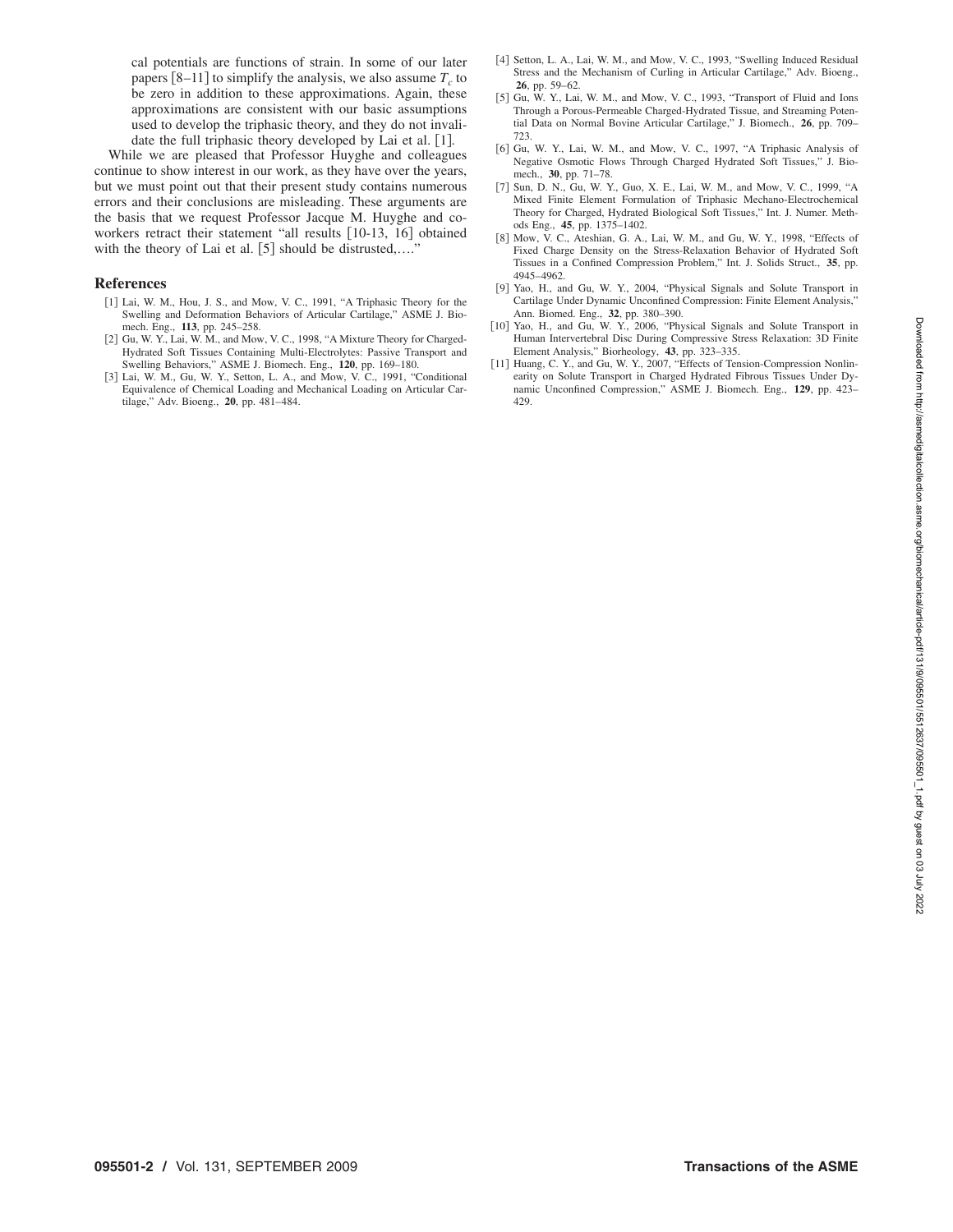cal potentials are functions of strain. In some of our later papers [8–11] to simplify the analysis, we also assume $T_c$ to be zero in addition to these approximations. Again, these approximations are consistent with our basic assumptions used to develop the triphasic theory, and they do not invalidate the full triphasic theory developed by Lai et al. [1].

While we are pleased that Professor Huyghe and colleagues continue to show interest in our work, as they have over the years, but we must point out that their present study contains numerous errors and their conclusions are misleading. These arguments are the basis that we request Professor Jacque M. Huyghe and coworkers retract their statement "all results [10-13, 16] obtained with the theory of Lai et al. [5] should be distrusted,…."

## References

[1] Lai, W. M., Hou, J. S., and Mow, V. C., 1991, "A Triphasic Theory for the Swelling and Deformation Behaviors of Articular Cartilage," ASME J. Biomech. Eng., **113**, pp. 245–258.

[2] Gu, W. Y., Lai, W. M., and Mow, V. C., 1998, "A Mixture Theory for Charged-Hydrated Soft Tissues Containing Multi-Electrolytes: Passive Transport and Swelling Behaviors," ASME J. Biomech. Eng., **120**, pp. 169–180.

[3] Lai, W. M., Gu, W. Y., Setton, L. A., and Mow, V. C., 1991, "Conditional Equivalence of Chemical Loading and Mechanical Loading on Articular Cartilage," Adv. Bioeng., **20**, pp. 481–484.

[4] Setton, L. A., Lai, W. M., and Mow, V. C., 1993, "Swelling Induced Residual Stress and the Mechanism of Curling in Articular Cartilage," Adv. Bioeng., **26**, pp. 59–62.

[5] Gu, W. Y., Lai, W. M., and Mow, V. C., 1993, "Transport of Fluid and Ions Through a Porous-Permeable Charged-Hydrated Tissue, and Streaming Potential Data on Normal Bovine Articular Cartilage," J. Biomech., **26**, pp. 709–723.

[6] Gu, W. Y., Lai, W. M., and Mow, V. C., 1997, "A Triphasic Analysis of Negative Osmotic Flows Through Charged Hydrated Soft Tissues," J. Biomech., **30**, pp. 71–78.

[7] Sun, D. N., Gu, W. Y., Guo, X. E., Lai, W. M., and Mow, V. C., 1999, "A Mixed Finite Element Formulation of Triphasic Mechano-Electrochemical Theory for Charged, Hydrated Biological Soft Tissues," Int. J. Numer. Methods Eng., **45**, pp. 1375–1402.

[8] Mow, V. C., Ateshian, G. A., Lai, W. M., and Gu, W. Y., 1998, "Effects of Fixed Charge Density on the Stress-Relaxation Behavior of Hydrated Soft Tissues in a Confined Compression Problem," Int. J. Solids Struct., **35**, pp. 4945–4962.

[9] Yao, H., and Gu, W. Y., 2004, "Physical Signals and Solute Transport in Cartilage Under Dynamic Unconfined Compression: Finite Element Analysis," Ann. Biomed. Eng., **32**, pp. 380–390.

[10] Yao, H., and Gu, W. Y., 2006, "Physical Signals and Solute Transport in Human Intervertebral Disc During Compressive Stress Relaxation: 3D Finite Element Analysis," Biorheology, **43**, pp. 323–335.

[11] Huang, C. Y., and Gu, W. Y., 2007, "Effects of Tension-Compression Nonlinearity on Solute Transport in Charged Hydrated Fibrous Tissues Under Dynamic Unconfined Compression," ASME J. Biomech. Eng., **129**, pp. 423–429.